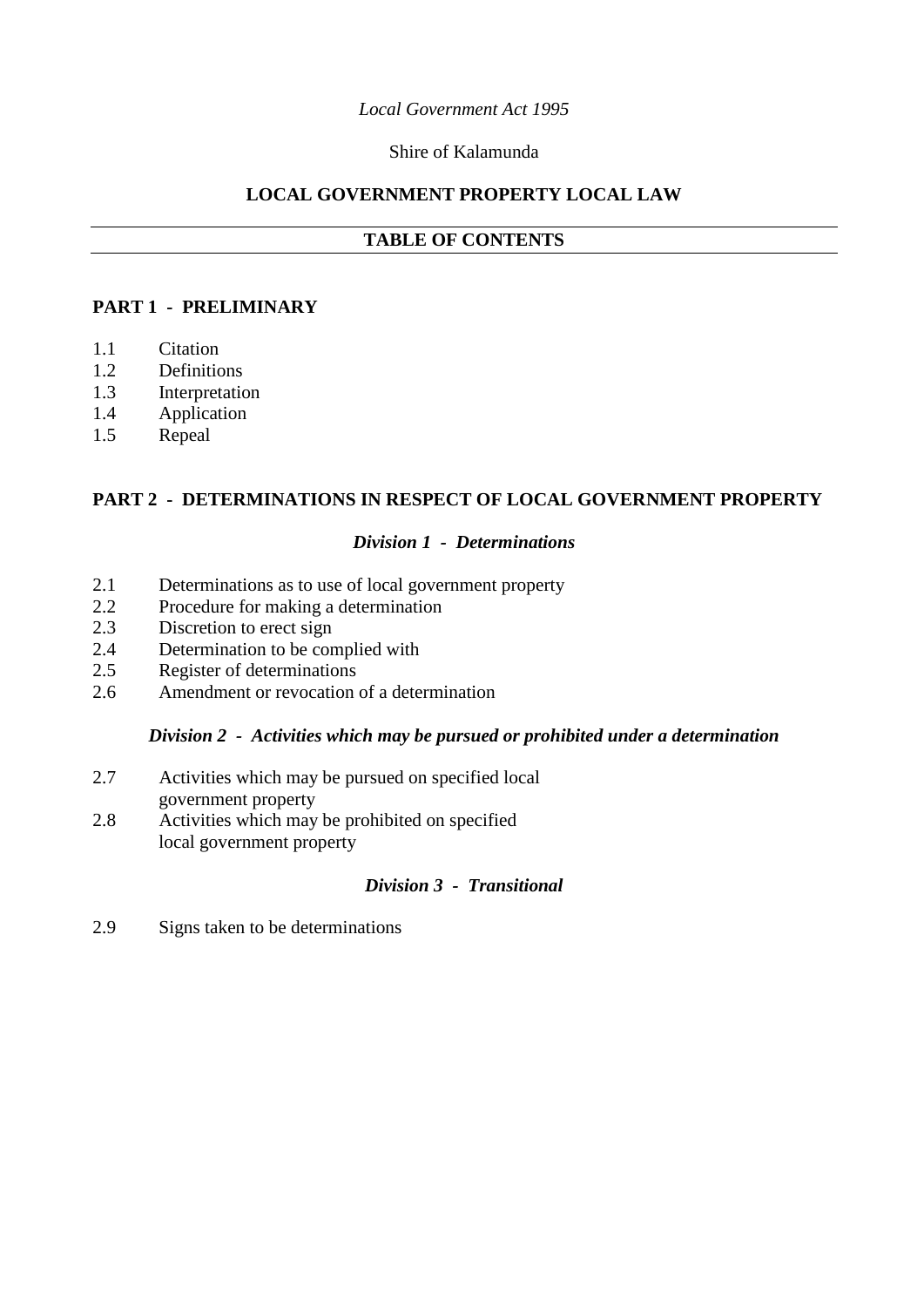*Local Government Act 1995*

Shire of Kalamunda

# LOCAL GOVERNMENT PROPERTY LOCAL LAW

## TABLE OF CONTENTS

### PART 1 - PRELIMINARY

1.1 Citation
1.2 Definitions
1.3 Interpretation
1.4 Application
1.5 Repeal

### PART 2 - DETERMINATIONS IN RESPECT OF LOCAL GOVERNMENT PROPERTY

#### *Division 1 - Determinations*

2.1 Determinations as to use of local government property
2.2 Procedure for making a determination
2.3 Discretion to erect sign
2.4 Determination to be complied with
2.5 Register of determinations
2.6 Amendment or revocation of a determination

#### *Division 2 - Activities which may be pursued or prohibited under a determination*

2.7 Activities which may be pursued on specified local government property
2.8 Activities which may be prohibited on specified local government property

#### *Division 3 - Transitional*

2.9 Signs taken to be determinations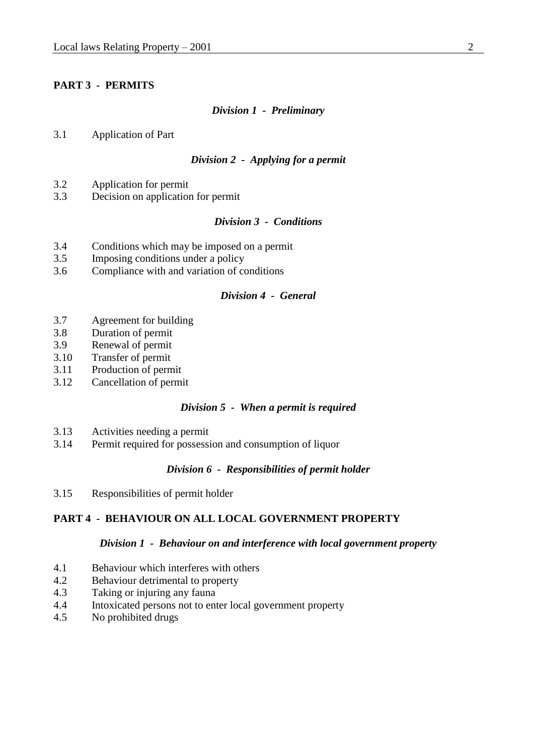## PART 3 - PERMITS

### *Division 1 - Preliminary*

3.1 Application of Part

### *Division 2 - Applying for a permit*

3.2 Application for permit
3.3 Decision on application for permit

### *Division 3 - Conditions*

3.4 Conditions which may be imposed on a permit
3.5 Imposing conditions under a policy
3.6 Compliance with and variation of conditions

### *Division 4 - General*

3.7 Agreement for building
3.8 Duration of permit
3.9 Renewal of permit
3.10 Transfer of permit
3.11 Production of permit
3.12 Cancellation of permit

### *Division 5 - When a permit is required*

3.13 Activities needing a permit
3.14 Permit required for possession and consumption of liquor

### *Division 6 - Responsibilities of permit holder*

3.15 Responsibilities of permit holder

## PART 4 - BEHAVIOUR ON ALL LOCAL GOVERNMENT PROPERTY

### *Division 1 - Behaviour on and interference with local government property*

4.1 Behaviour which interferes with others
4.2 Behaviour detrimental to property
4.3 Taking or injuring any fauna
4.4 Intoxicated persons not to enter local government property
4.5 No prohibited drugs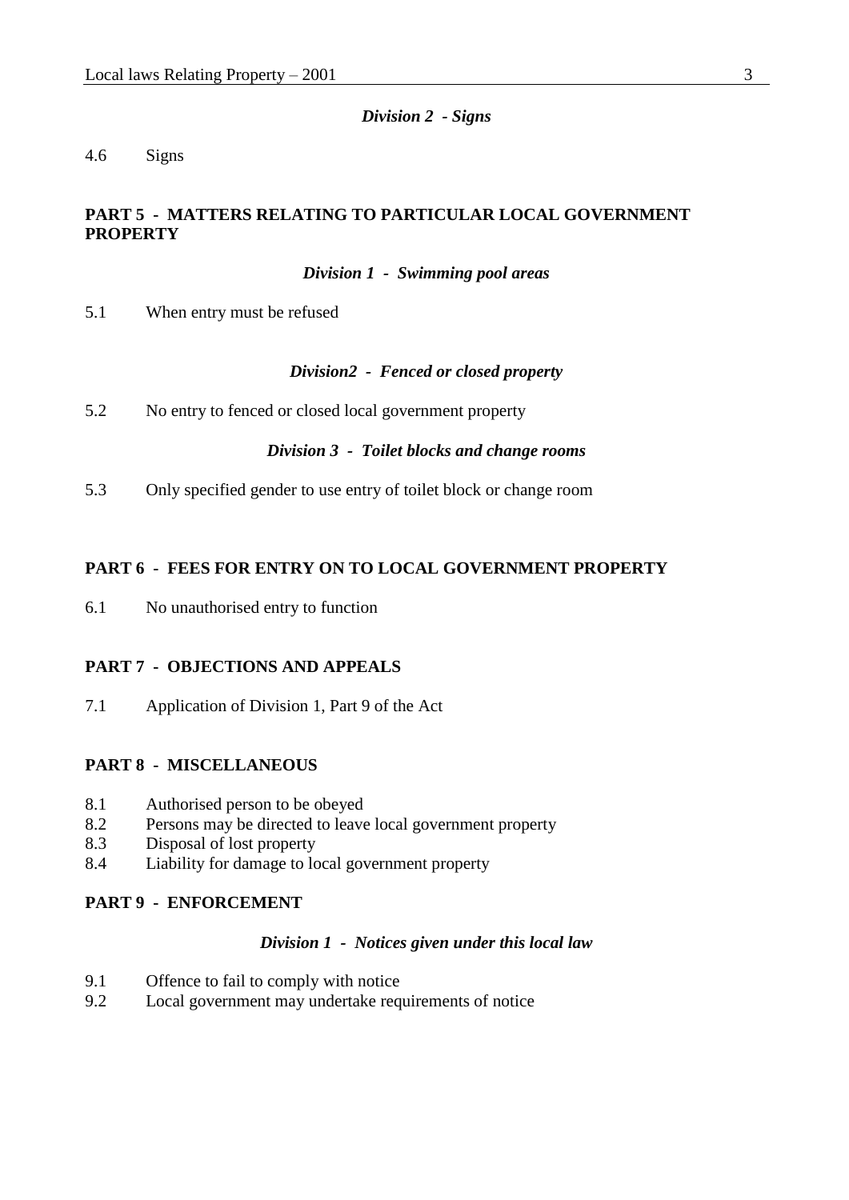*Division 2 - Signs*

4.6 Signs

**PART 5 - MATTERS RELATING TO PARTICULAR LOCAL GOVERNMENT PROPERTY**

*Division 1 - Swimming pool areas*

5.1 When entry must be refused

*Division2 - Fenced or closed property*

5.2 No entry to fenced or closed local government property

*Division 3 - Toilet blocks and change rooms*

5.3 Only specified gender to use entry of toilet block or change room

**PART 6 - FEES FOR ENTRY ON TO LOCAL GOVERNMENT PROPERTY**

6.1 No unauthorised entry to function

**PART 7 - OBJECTIONS AND APPEALS**

7.1 Application of Division 1, Part 9 of the Act

**PART 8 - MISCELLANEOUS**

8.1 Authorised person to be obeyed
8.2 Persons may be directed to leave local government property
8.3 Disposal of lost property
8.4 Liability for damage to local government property

**PART 9 - ENFORCEMENT**

*Division 1 - Notices given under this local law*

9.1 Offence to fail to comply with notice
9.2 Local government may undertake requirements of notice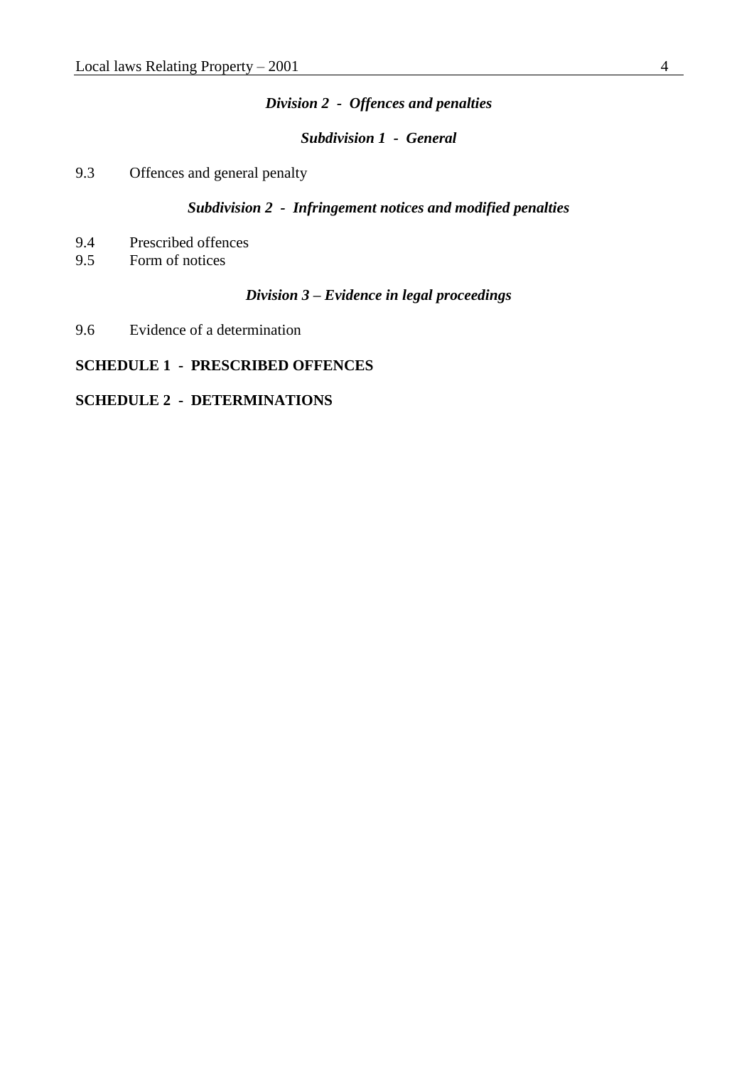*Division 2 - Offences and penalties*

*Subdivision 1 - General*

9.3 Offences and general penalty

*Subdivision 2 - Infringement notices and modified penalties*

9.4 Prescribed offences
9.5 Form of notices

*Division 3 – Evidence in legal proceedings*

9.6 Evidence of a determination

**SCHEDULE 1 - PRESCRIBED OFFENCES**

**SCHEDULE 2 - DETERMINATIONS**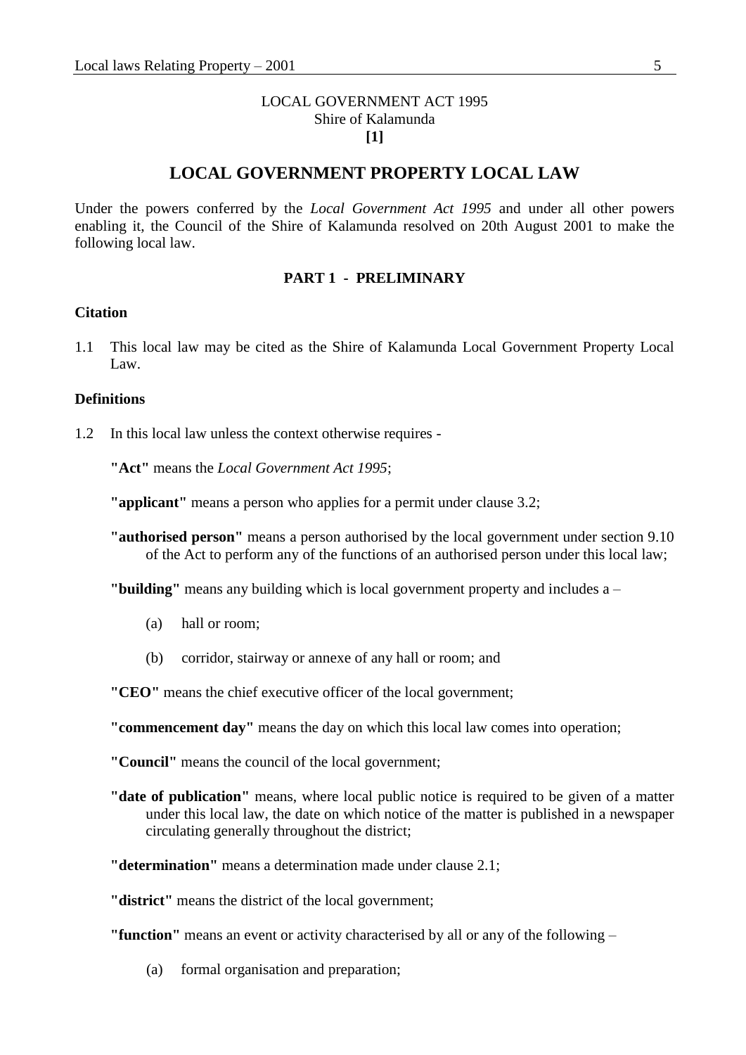LOCAL GOVERNMENT ACT 1995
Shire of Kalamunda
**[1]**

# LOCAL GOVERNMENT PROPERTY LOCAL LAW

Under the powers conferred by the *Local Government Act 1995* and under all other powers enabling it, the Council of the Shire of Kalamunda resolved on 20th August 2001 to make the following local law.

## PART 1 - PRELIMINARY

### Citation

1.1 This local law may be cited as the Shire of Kalamunda Local Government Property Local Law.

### Definitions

1.2 In this local law unless the context otherwise requires -

**"Act"** means the *Local Government Act 1995*;

**"applicant"** means a person who applies for a permit under clause 3.2;

**"authorised person"** means a person authorised by the local government under section 9.10 of the Act to perform any of the functions of an authorised person under this local law;

**"building"** means any building which is local government property and includes a –

(a) hall or room;

(b) corridor, stairway or annexe of any hall or room; and

**"CEO"** means the chief executive officer of the local government;

**"commencement day"** means the day on which this local law comes into operation;

**"Council"** means the council of the local government;

**"date of publication"** means, where local public notice is required to be given of a matter under this local law, the date on which notice of the matter is published in a newspaper circulating generally throughout the district;

**"determination"** means a determination made under clause 2.1;

**"district"** means the district of the local government;

**"function"** means an event or activity characterised by all or any of the following –

(a) formal organisation and preparation;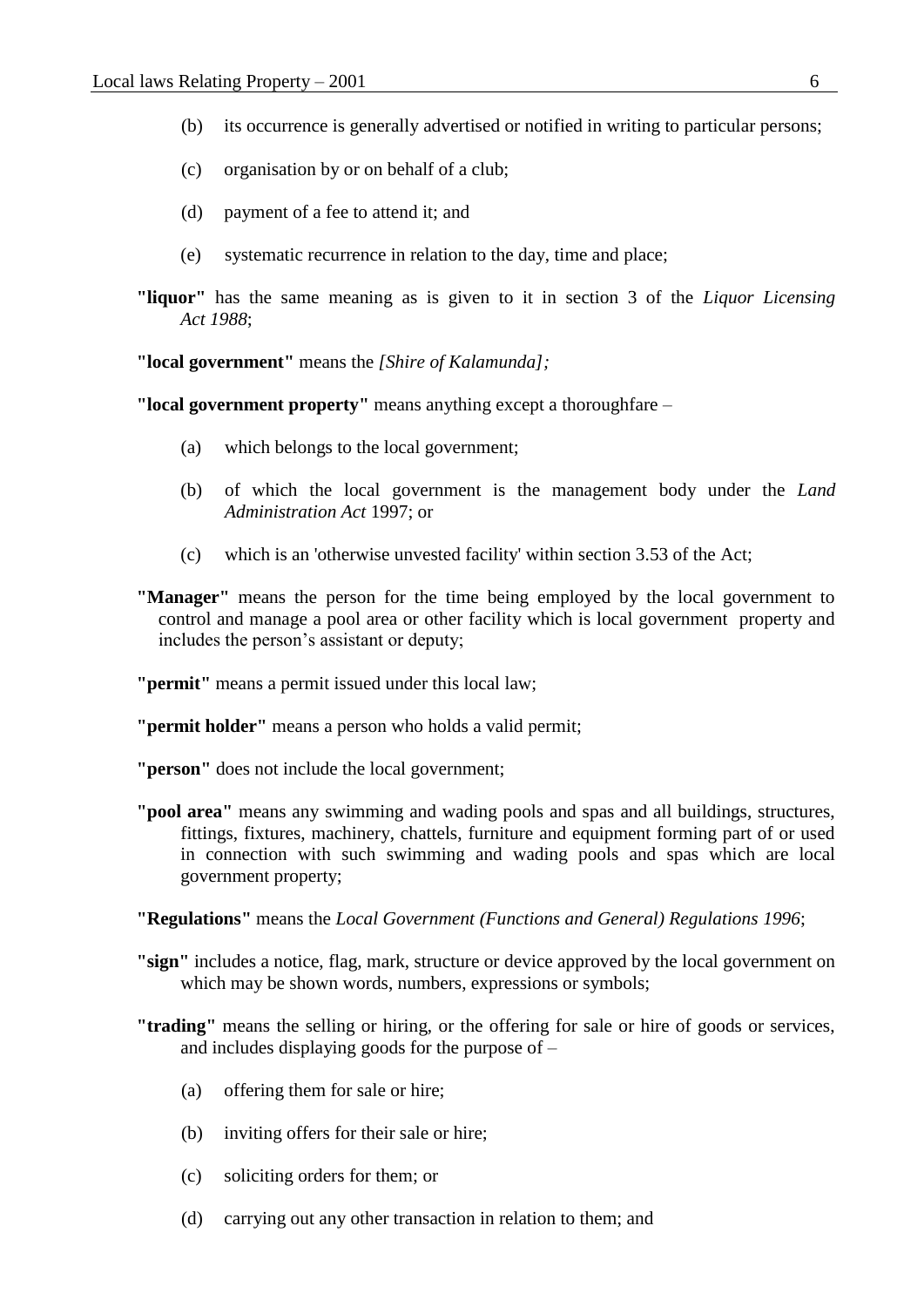(b) its occurrence is generally advertised or notified in writing to particular persons;

(c) organisation by or on behalf of a club;

(d) payment of a fee to attend it; and

(e) systematic recurrence in relation to the day, time and place;

**"liquor"** has the same meaning as is given to it in section 3 of the *Liquor Licensing Act 1988*;

**"local government"** means the *[Shire of Kalamunda];*

**"local government property"** means anything except a thoroughfare –

(a) which belongs to the local government;

(b) of which the local government is the management body under the *Land Administration Act* 1997; or

(c) which is an 'otherwise unvested facility' within section 3.53 of the Act;

**"Manager"** means the person for the time being employed by the local government to control and manage a pool area or other facility which is local government property and includes the person's assistant or deputy;

**"permit"** means a permit issued under this local law;

**"permit holder"** means a person who holds a valid permit;

**"person"** does not include the local government;

**"pool area"** means any swimming and wading pools and spas and all buildings, structures, fittings, fixtures, machinery, chattels, furniture and equipment forming part of or used in connection with such swimming and wading pools and spas which are local government property;

**"Regulations"** means the *Local Government (Functions and General) Regulations 1996*;

**"sign"** includes a notice, flag, mark, structure or device approved by the local government on which may be shown words, numbers, expressions or symbols;

**"trading"** means the selling or hiring, or the offering for sale or hire of goods or services, and includes displaying goods for the purpose of –

(a) offering them for sale or hire;

(b) inviting offers for their sale or hire;

(c) soliciting orders for them; or

(d) carrying out any other transaction in relation to them; and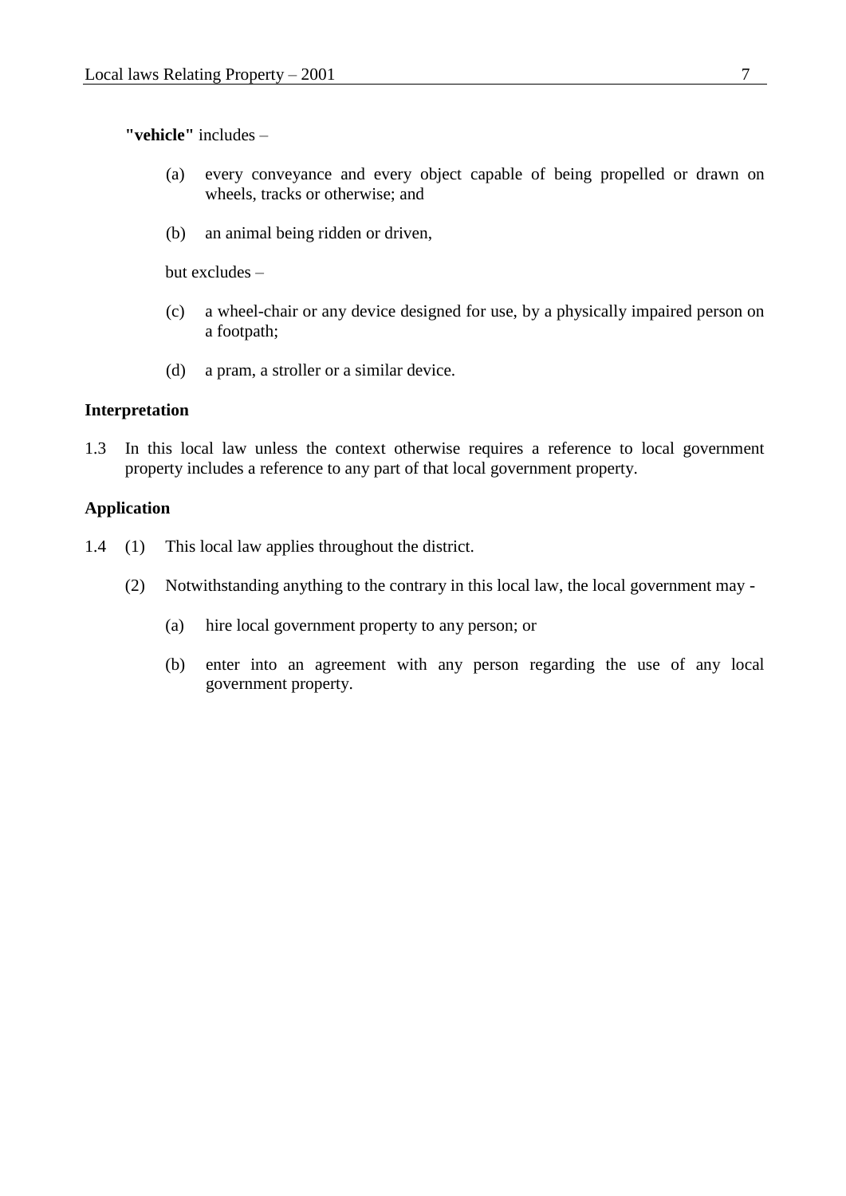**"vehicle"** includes –

(a) every conveyance and every object capable of being propelled or drawn on wheels, tracks or otherwise; and

(b) an animal being ridden or driven,

but excludes –

(c) a wheel-chair or any device designed for use, by a physically impaired person on a footpath;

(d) a pram, a stroller or a similar device.

**Interpretation**

1.3 In this local law unless the context otherwise requires a reference to local government property includes a reference to any part of that local government property.

**Application**

1.4 (1) This local law applies throughout the district.

(2) Notwithstanding anything to the contrary in this local law, the local government may -

(a) hire local government property to any person; or

(b) enter into an agreement with any person regarding the use of any local government property.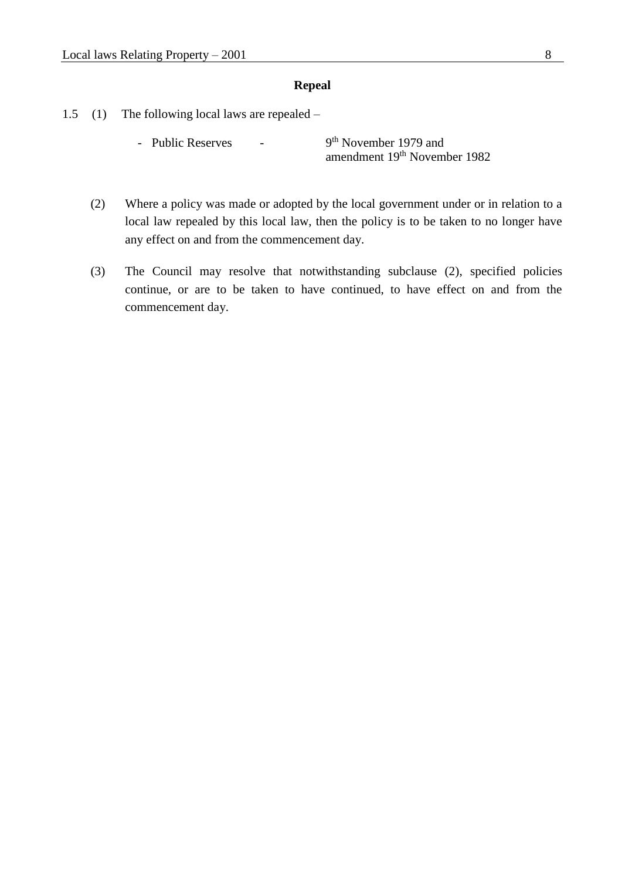## Repeal

1.5 (1) The following local laws are repealed –

- Public Reserves - 9th November 1979 and amendment 19th November 1982

(2) Where a policy was made or adopted by the local government under or in relation to a local law repealed by this local law, then the policy is to be taken to no longer have any effect on and from the commencement day.

(3) The Council may resolve that notwithstanding subclause (2), specified policies continue, or are to be taken to have continued, to have effect on and from the commencement day.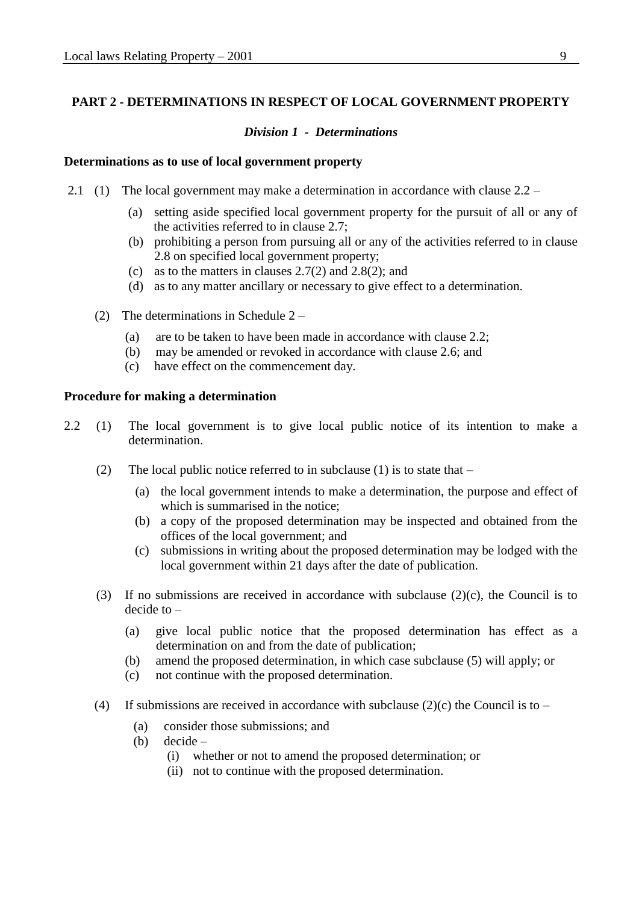## PART 2 - DETERMINATIONS IN RESPECT OF LOCAL GOVERNMENT PROPERTY

### *Division 1 - Determinations*

**Determinations as to use of local government property**

2.1 (1) The local government may make a determination in accordance with clause 2.2 –

- (a) setting aside specified local government property for the pursuit of all or any of the activities referred to in clause 2.7;
- (b) prohibiting a person from pursuing all or any of the activities referred to in clause 2.8 on specified local government property;
- (c) as to the matters in clauses 2.7(2) and 2.8(2); and
- (d) as to any matter ancillary or necessary to give effect to a determination.

(2) The determinations in Schedule 2 –

- (a) are to be taken to have been made in accordance with clause 2.2;
- (b) may be amended or revoked in accordance with clause 2.6; and
- (c) have effect on the commencement day.

**Procedure for making a determination**

2.2 (1) The local government is to give local public notice of its intention to make a determination.

(2) The local public notice referred to in subclause (1) is to state that –

- (a) the local government intends to make a determination, the purpose and effect of which is summarised in the notice;
- (b) a copy of the proposed determination may be inspected and obtained from the offices of the local government; and
- (c) submissions in writing about the proposed determination may be lodged with the local government within 21 days after the date of publication.

(3) If no submissions are received in accordance with subclause (2)(c), the Council is to decide to –

- (a) give local public notice that the proposed determination has effect as a determination on and from the date of publication;
- (b) amend the proposed determination, in which case subclause (5) will apply; or
- (c) not continue with the proposed determination.

(4) If submissions are received in accordance with subclause (2)(c) the Council is to –

- (a) consider those submissions; and
- (b) decide –
  - (i) whether or not to amend the proposed determination; or
  - (ii) not to continue with the proposed determination.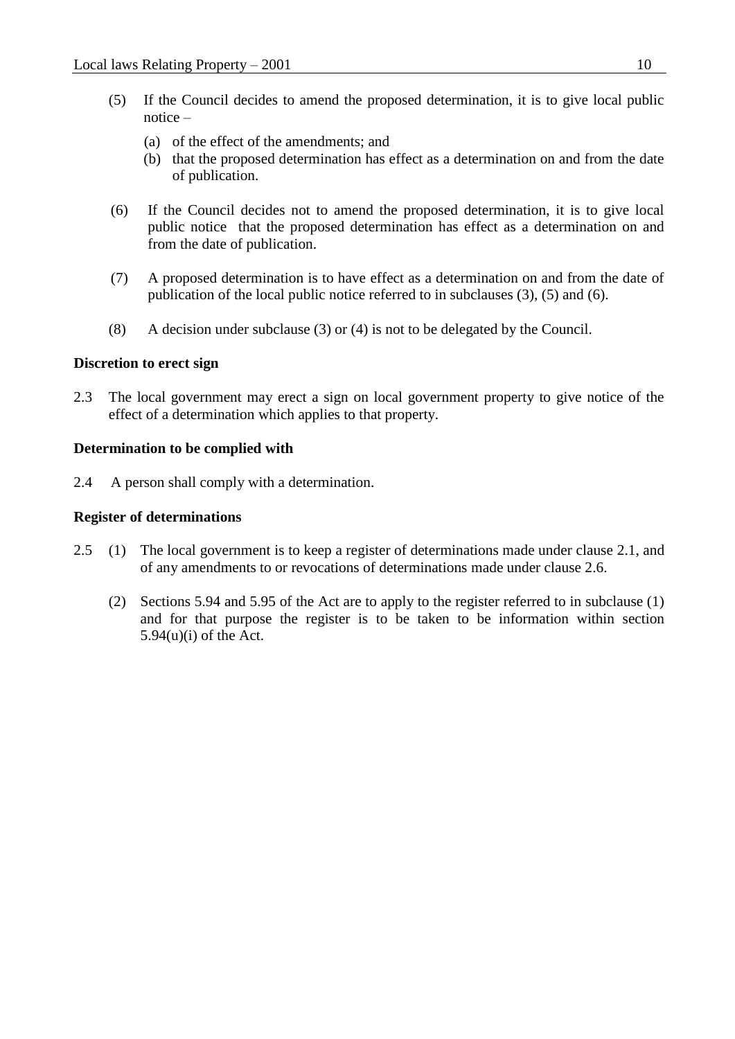(5) If the Council decides to amend the proposed determination, it is to give local public notice –

   (a) of the effect of the amendments; and
   (b) that the proposed determination has effect as a determination on and from the date of publication.

(6) If the Council decides not to amend the proposed determination, it is to give local public notice that the proposed determination has effect as a determination on and from the date of publication.

(7) A proposed determination is to have effect as a determination on and from the date of publication of the local public notice referred to in subclauses (3), (5) and (6).

(8) A decision under subclause (3) or (4) is not to be delegated by the Council.

**Discretion to erect sign**

2.3 The local government may erect a sign on local government property to give notice of the effect of a determination which applies to that property.

**Determination to be complied with**

2.4 A person shall comply with a determination.

**Register of determinations**

2.5 (1) The local government is to keep a register of determinations made under clause 2.1, and of any amendments to or revocations of determinations made under clause 2.6.

(2) Sections 5.94 and 5.95 of the Act are to apply to the register referred to in subclause (1) and for that purpose the register is to be taken to be information within section 5.94(u)(i) of the Act.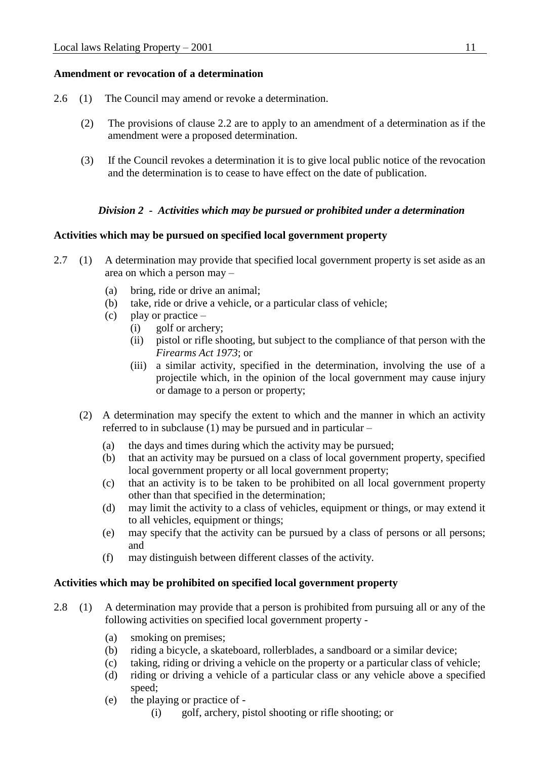**Amendment or revocation of a determination**

2.6 (1) The Council may amend or revoke a determination.

(2) The provisions of clause 2.2 are to apply to an amendment of a determination as if the amendment were a proposed determination.

(3) If the Council revokes a determination it is to give local public notice of the revocation and the determination is to cease to have effect on the date of publication.

### *Division 2 - Activities which may be pursued or prohibited under a determination*

**Activities which may be pursued on specified local government property**

2.7 (1) A determination may provide that specified local government property is set aside as an area on which a person may –

- (a) bring, ride or drive an animal;
- (b) take, ride or drive a vehicle, or a particular class of vehicle;
- (c) play or practice –
  - (i) golf or archery;
  - (ii) pistol or rifle shooting, but subject to the compliance of that person with the *Firearms Act 1973*; or
  - (iii) a similar activity, specified in the determination, involving the use of a projectile which, in the opinion of the local government may cause injury or damage to a person or property;

(2) A determination may specify the extent to which and the manner in which an activity referred to in subclause (1) may be pursued and in particular –

- (a) the days and times during which the activity may be pursued;
- (b) that an activity may be pursued on a class of local government property, specified local government property or all local government property;
- (c) that an activity is to be taken to be prohibited on all local government property other than that specified in the determination;
- (d) may limit the activity to a class of vehicles, equipment or things, or may extend it to all vehicles, equipment or things;
- (e) may specify that the activity can be pursued by a class of persons or all persons; and
- (f) may distinguish between different classes of the activity.

**Activities which may be prohibited on specified local government property**

2.8 (1) A determination may provide that a person is prohibited from pursuing all or any of the following activities on specified local government property -

- (a) smoking on premises;
- (b) riding a bicycle, a skateboard, rollerblades, a sandboard or a similar device;
- (c) taking, riding or driving a vehicle on the property or a particular class of vehicle;
- (d) riding or driving a vehicle of a particular class or any vehicle above a specified speed;
- (e) the playing or practice of -
  - (i) golf, archery, pistol shooting or rifle shooting; or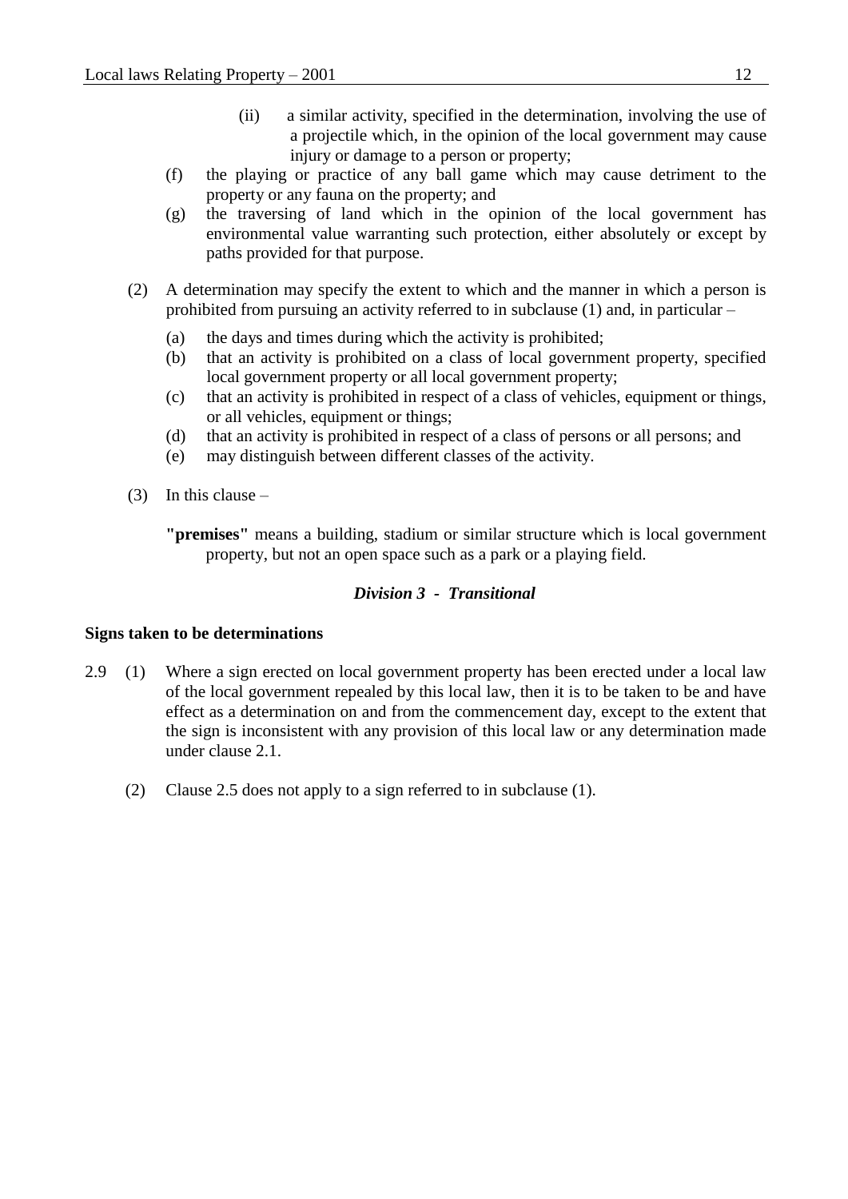(ii) a similar activity, specified in the determination, involving the use of a projectile which, in the opinion of the local government may cause injury or damage to a person or property;

(f) the playing or practice of any ball game which may cause detriment to the property or any fauna on the property; and

(g) the traversing of land which in the opinion of the local government has environmental value warranting such protection, either absolutely or except by paths provided for that purpose.

(2) A determination may specify the extent to which and the manner in which a person is prohibited from pursuing an activity referred to in subclause (1) and, in particular –

(a) the days and times during which the activity is prohibited;

(b) that an activity is prohibited on a class of local government property, specified local government property or all local government property;

(c) that an activity is prohibited in respect of a class of vehicles, equipment or things, or all vehicles, equipment or things;

(d) that an activity is prohibited in respect of a class of persons or all persons; and

(e) may distinguish between different classes of the activity.

(3) In this clause –

**"premises"** means a building, stadium or similar structure which is local government property, but not an open space such as a park or a playing field.

### *Division 3 - Transitional*

**Signs taken to be determinations**

2.9 (1) Where a sign erected on local government property has been erected under a local law of the local government repealed by this local law, then it is to be taken to be and have effect as a determination on and from the commencement day, except to the extent that the sign is inconsistent with any provision of this local law or any determination made under clause 2.1.

(2) Clause 2.5 does not apply to a sign referred to in subclause (1).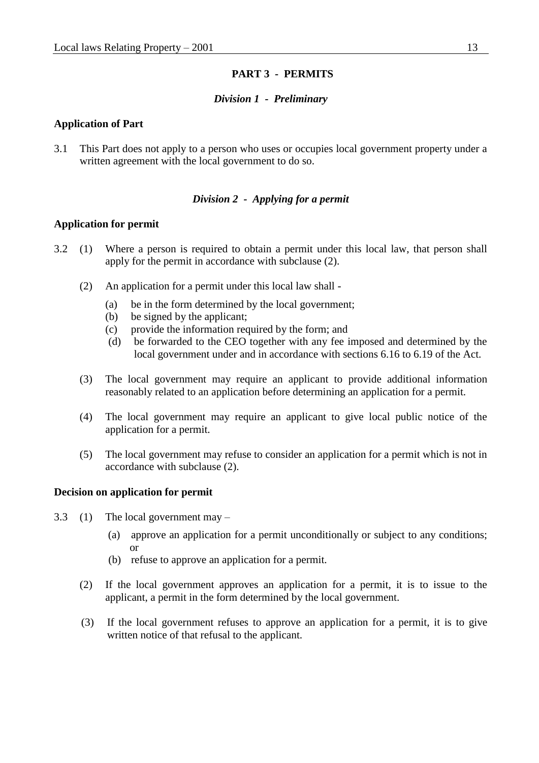## PART 3 - PERMITS

### *Division 1 - Preliminary*

**Application of Part**

3.1 This Part does not apply to a person who uses or occupies local government property under a written agreement with the local government to do so.

### *Division 2 - Applying for a permit*

**Application for permit**

3.2 (1) Where a person is required to obtain a permit under this local law, that person shall apply for the permit in accordance with subclause (2).

(2) An application for a permit under this local law shall -

(a) be in the form determined by the local government;
(b) be signed by the applicant;
(c) provide the information required by the form; and
(d) be forwarded to the CEO together with any fee imposed and determined by the local government under and in accordance with sections 6.16 to 6.19 of the Act.

(3) The local government may require an applicant to provide additional information reasonably related to an application before determining an application for a permit.

(4) The local government may require an applicant to give local public notice of the application for a permit.

(5) The local government may refuse to consider an application for a permit which is not in accordance with subclause (2).

**Decision on application for permit**

3.3 (1) The local government may –

(a) approve an application for a permit unconditionally or subject to any conditions; or
(b) refuse to approve an application for a permit.

(2) If the local government approves an application for a permit, it is to issue to the applicant, a permit in the form determined by the local government.

(3) If the local government refuses to approve an application for a permit, it is to give written notice of that refusal to the applicant.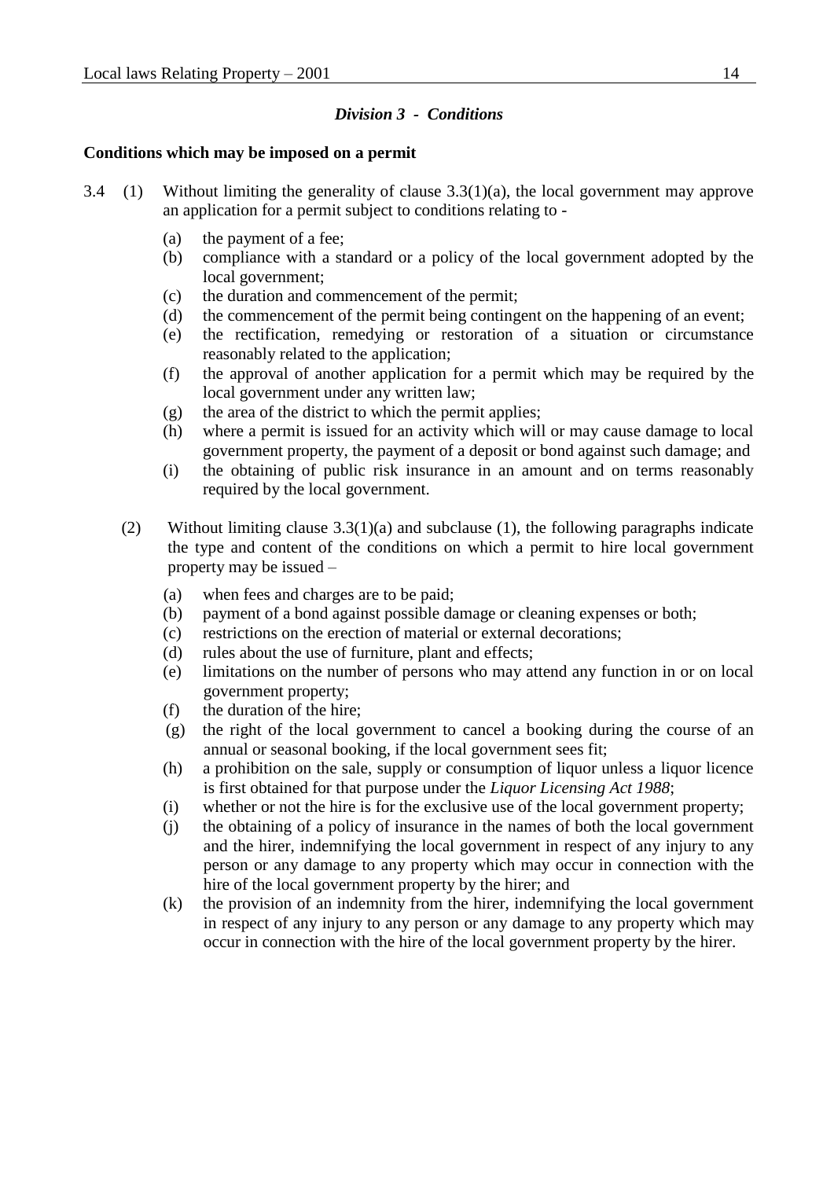### *Division 3 - Conditions*

**Conditions which may be imposed on a permit**

3.4 (1) Without limiting the generality of clause 3.3(1)(a), the local government may approve an application for a permit subject to conditions relating to -

(a) the payment of a fee;

(b) compliance with a standard or a policy of the local government adopted by the local government;

(c) the duration and commencement of the permit;

(d) the commencement of the permit being contingent on the happening of an event;

(e) the rectification, remedying or restoration of a situation or circumstance reasonably related to the application;

(f) the approval of another application for a permit which may be required by the local government under any written law;

(g) the area of the district to which the permit applies;

(h) where a permit is issued for an activity which will or may cause damage to local government property, the payment of a deposit or bond against such damage; and

(i) the obtaining of public risk insurance in an amount and on terms reasonably required by the local government.

(2) Without limiting clause 3.3(1)(a) and subclause (1), the following paragraphs indicate the type and content of the conditions on which a permit to hire local government property may be issued –

(a) when fees and charges are to be paid;

(b) payment of a bond against possible damage or cleaning expenses or both;

(c) restrictions on the erection of material or external decorations;

(d) rules about the use of furniture, plant and effects;

(e) limitations on the number of persons who may attend any function in or on local government property;

(f) the duration of the hire;

(g) the right of the local government to cancel a booking during the course of an annual or seasonal booking, if the local government sees fit;

(h) a prohibition on the sale, supply or consumption of liquor unless a liquor licence is first obtained for that purpose under the *Liquor Licensing Act 1988*;

(i) whether or not the hire is for the exclusive use of the local government property;

(j) the obtaining of a policy of insurance in the names of both the local government and the hirer, indemnifying the local government in respect of any injury to any person or any damage to any property which may occur in connection with the hire of the local government property by the hirer; and

(k) the provision of an indemnity from the hirer, indemnifying the local government in respect of any injury to any person or any damage to any property which may occur in connection with the hire of the local government property by the hirer.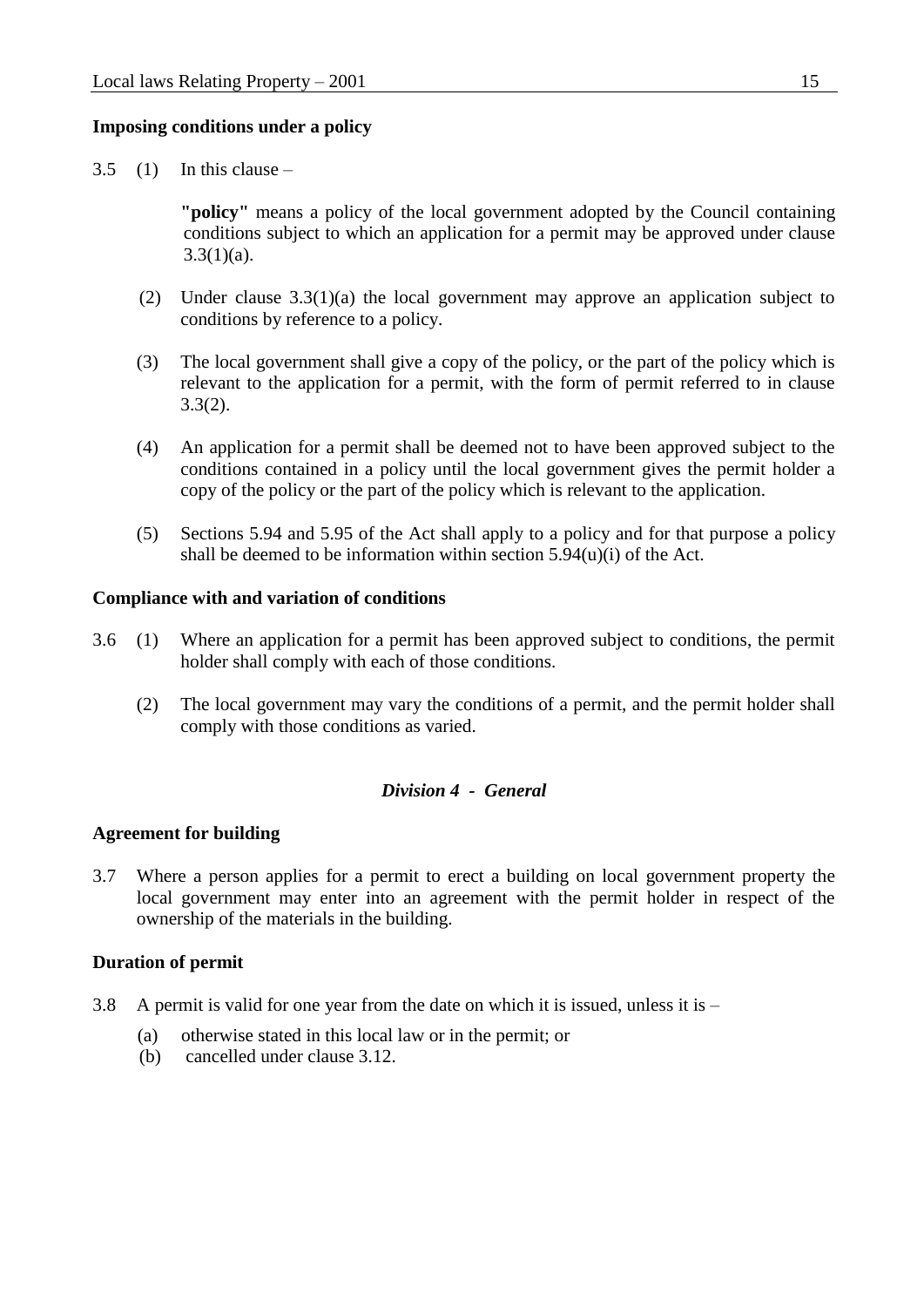**Imposing conditions under a policy**

3.5 (1) In this clause –

**"policy"** means a policy of the local government adopted by the Council containing conditions subject to which an application for a permit may be approved under clause 3.3(1)(a).

(2) Under clause 3.3(1)(a) the local government may approve an application subject to conditions by reference to a policy.

(3) The local government shall give a copy of the policy, or the part of the policy which is relevant to the application for a permit, with the form of permit referred to in clause 3.3(2).

(4) An application for a permit shall be deemed not to have been approved subject to the conditions contained in a policy until the local government gives the permit holder a copy of the policy or the part of the policy which is relevant to the application.

(5) Sections 5.94 and 5.95 of the Act shall apply to a policy and for that purpose a policy shall be deemed to be information within section 5.94(u)(i) of the Act.

**Compliance with and variation of conditions**

3.6 (1) Where an application for a permit has been approved subject to conditions, the permit holder shall comply with each of those conditions.

(2) The local government may vary the conditions of a permit, and the permit holder shall comply with those conditions as varied.

### *Division 4 - General*

**Agreement for building**

3.7 Where a person applies for a permit to erect a building on local government property the local government may enter into an agreement with the permit holder in respect of the ownership of the materials in the building.

**Duration of permit**

3.8 A permit is valid for one year from the date on which it is issued, unless it is –

(a) otherwise stated in this local law or in the permit; or
(b) cancelled under clause 3.12.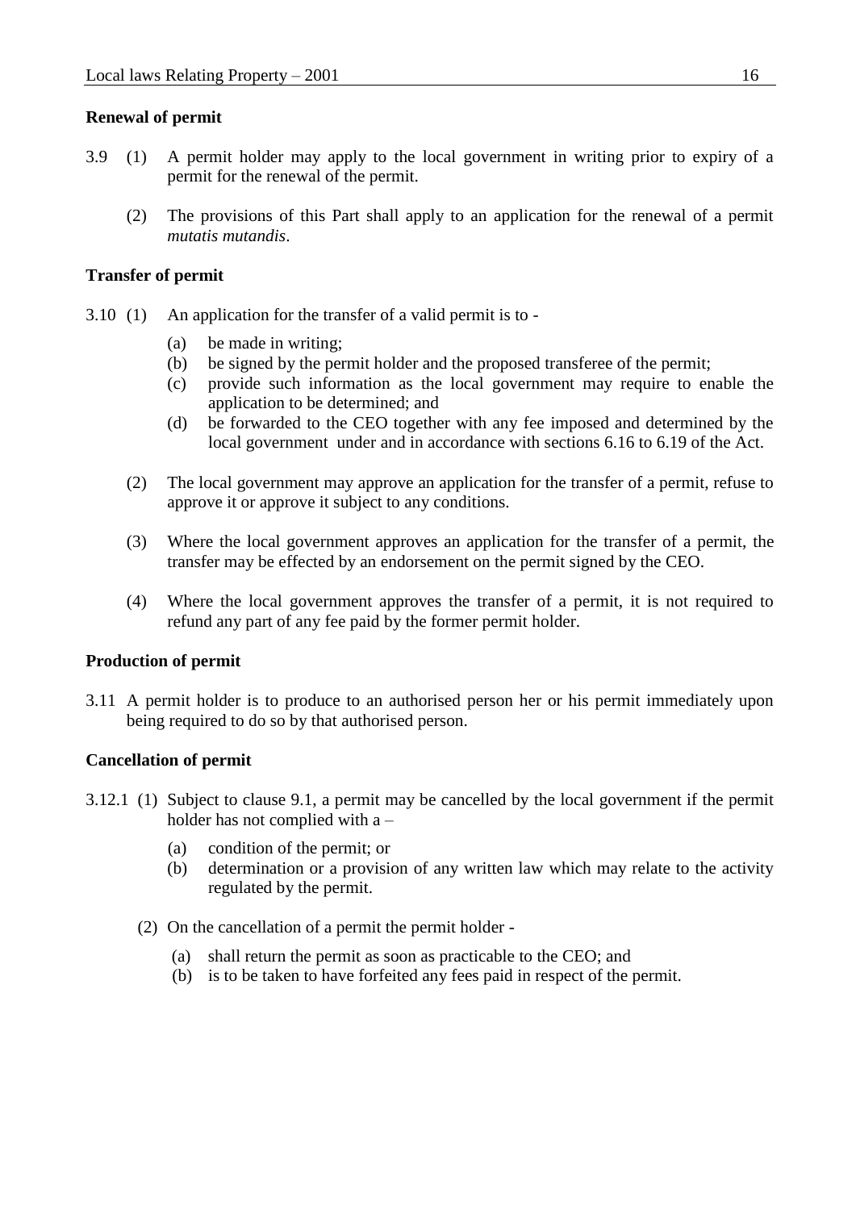**Renewal of permit**

3.9 (1) A permit holder may apply to the local government in writing prior to expiry of a permit for the renewal of the permit.

(2) The provisions of this Part shall apply to an application for the renewal of a permit *mutatis mutandis*.

**Transfer of permit**

3.10 (1) An application for the transfer of a valid permit is to -

(a) be made in writing;
(b) be signed by the permit holder and the proposed transferee of the permit;
(c) provide such information as the local government may require to enable the application to be determined; and
(d) be forwarded to the CEO together with any fee imposed and determined by the local government under and in accordance with sections 6.16 to 6.19 of the Act.

(2) The local government may approve an application for the transfer of a permit, refuse to approve it or approve it subject to any conditions.

(3) Where the local government approves an application for the transfer of a permit, the transfer may be effected by an endorsement on the permit signed by the CEO.

(4) Where the local government approves the transfer of a permit, it is not required to refund any part of any fee paid by the former permit holder.

**Production of permit**

3.11 A permit holder is to produce to an authorised person her or his permit immediately upon being required to do so by that authorised person.

**Cancellation of permit**

3.12.1 (1) Subject to clause 9.1, a permit may be cancelled by the local government if the permit holder has not complied with a –

(a) condition of the permit; or
(b) determination or a provision of any written law which may relate to the activity regulated by the permit.

(2) On the cancellation of a permit the permit holder -

(a) shall return the permit as soon as practicable to the CEO; and
(b) is to be taken to have forfeited any fees paid in respect of the permit.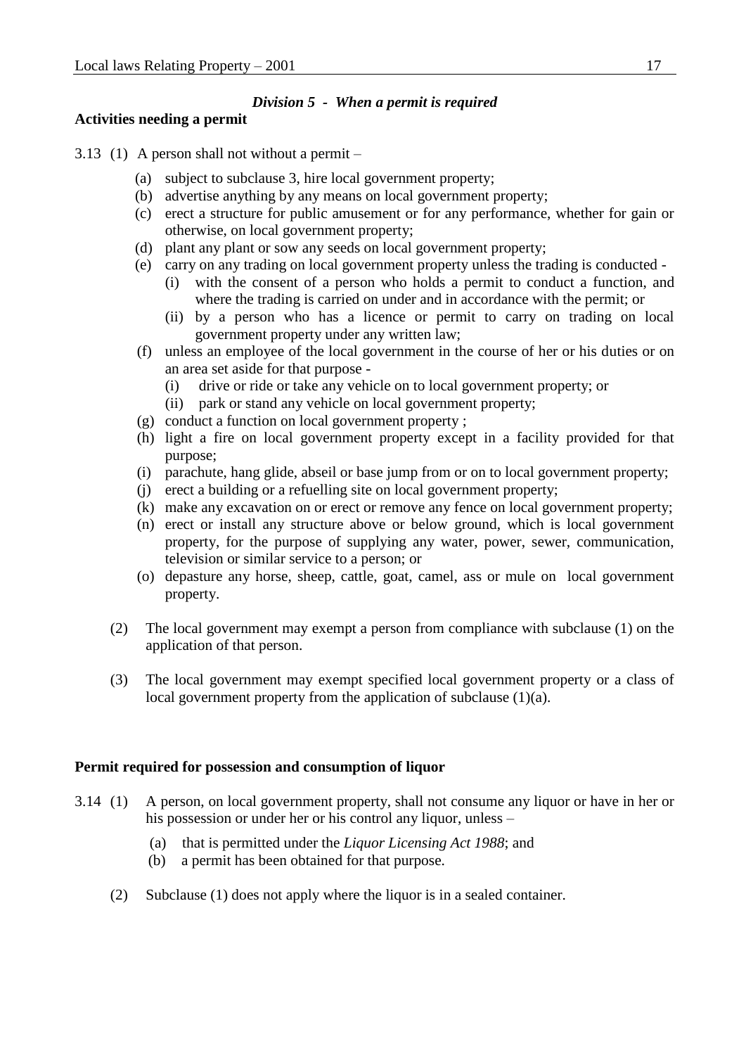### *Division 5 - When a permit is required*

**Activities needing a permit**

3.13 (1) A person shall not without a permit –

- (a) subject to subclause 3, hire local government property;
- (b) advertise anything by any means on local government property;
- (c) erect a structure for public amusement or for any performance, whether for gain or otherwise, on local government property;
- (d) plant any plant or sow any seeds on local government property;
- (e) carry on any trading on local government property unless the trading is conducted -
  - (i) with the consent of a person who holds a permit to conduct a function, and where the trading is carried on under and in accordance with the permit; or
  - (ii) by a person who has a licence or permit to carry on trading on local government property under any written law;
- (f) unless an employee of the local government in the course of her or his duties or on an area set aside for that purpose -
  - (i) drive or ride or take any vehicle on to local government property; or
  - (ii) park or stand any vehicle on local government property;
- (g) conduct a function on local government property ;
- (h) light a fire on local government property except in a facility provided for that purpose;
- (i) parachute, hang glide, abseil or base jump from or on to local government property;
- (j) erect a building or a refuelling site on local government property;
- (k) make any excavation on or erect or remove any fence on local government property;
- (n) erect or install any structure above or below ground, which is local government property, for the purpose of supplying any water, power, sewer, communication, television or similar service to a person; or
- (o) depasture any horse, sheep, cattle, goat, camel, ass or mule on local government property.

(2) The local government may exempt a person from compliance with subclause (1) on the application of that person.

(3) The local government may exempt specified local government property or a class of local government property from the application of subclause (1)(a).

**Permit required for possession and consumption of liquor**

3.14 (1) A person, on local government property, shall not consume any liquor or have in her or his possession or under her or his control any liquor, unless –

- (a) that is permitted under the *Liquor Licensing Act 1988*; and
- (b) a permit has been obtained for that purpose.

(2) Subclause (1) does not apply where the liquor is in a sealed container.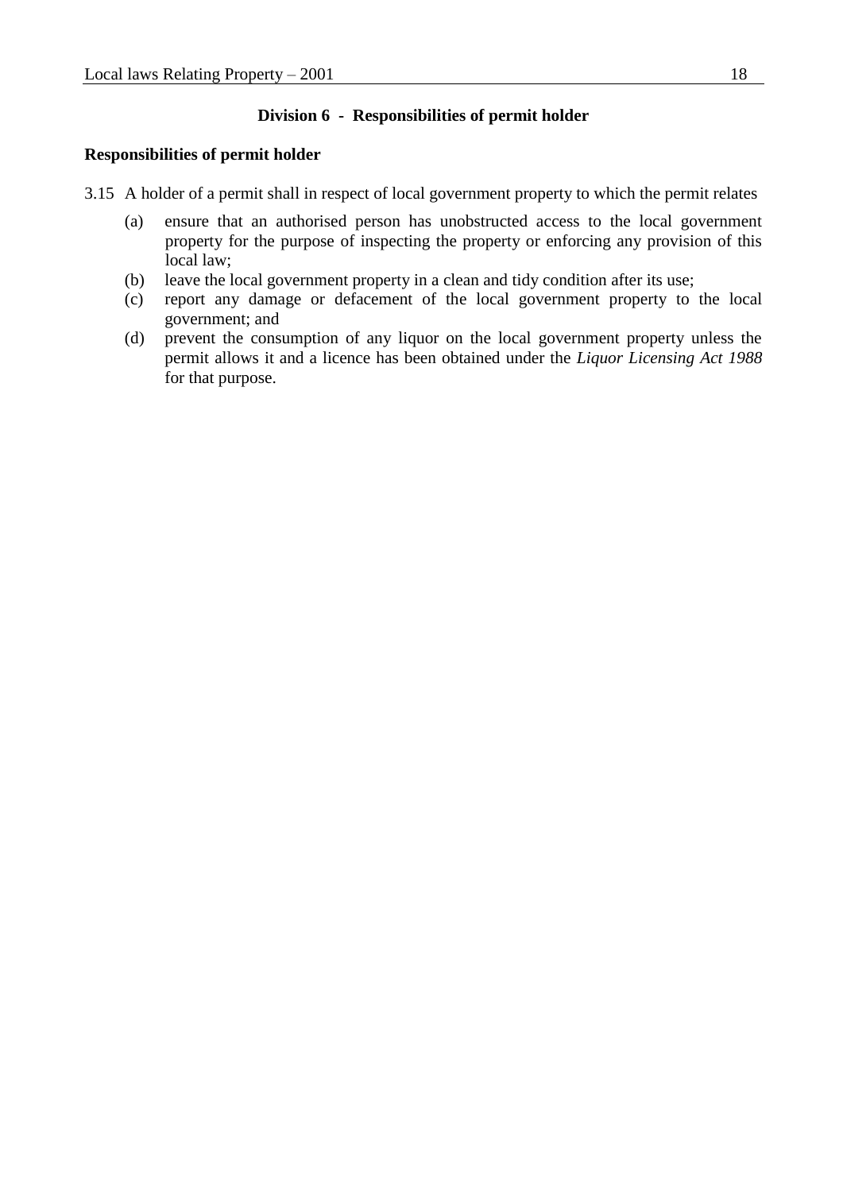## Division 6 - Responsibilities of permit holder

**Responsibilities of permit holder**

3.15 A holder of a permit shall in respect of local government property to which the permit relates

(a) ensure that an authorised person has unobstructed access to the local government property for the purpose of inspecting the property or enforcing any provision of this local law;
(b) leave the local government property in a clean and tidy condition after its use;
(c) report any damage or defacement of the local government property to the local government; and
(d) prevent the consumption of any liquor on the local government property unless the permit allows it and a licence has been obtained under the *Liquor Licensing Act 1988* for that purpose.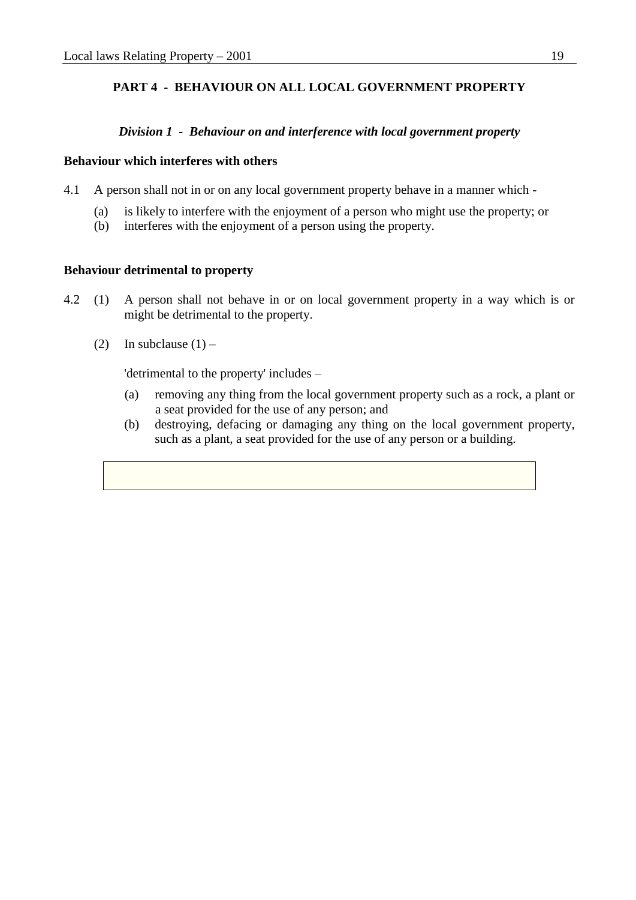## PART 4 - BEHAVIOUR ON ALL LOCAL GOVERNMENT PROPERTY

### *Division 1 - Behaviour on and interference with local government property*

**Behaviour which interferes with others**

4.1 A person shall not in or on any local government property behave in a manner which -

(a) is likely to interfere with the enjoyment of a person who might use the property; or
(b) interferes with the enjoyment of a person using the property.

**Behaviour detrimental to property**

4.2 (1) A person shall not behave in or on local government property in a way which is or might be detrimental to the property.

(2) In subclause (1) –

'detrimental to the property' includes –

(a) removing any thing from the local government property such as a rock, a plant or a seat provided for the use of any person; and
(b) destroying, defacing or damaging any thing on the local government property, such as a plant, a seat provided for the use of any person or a building.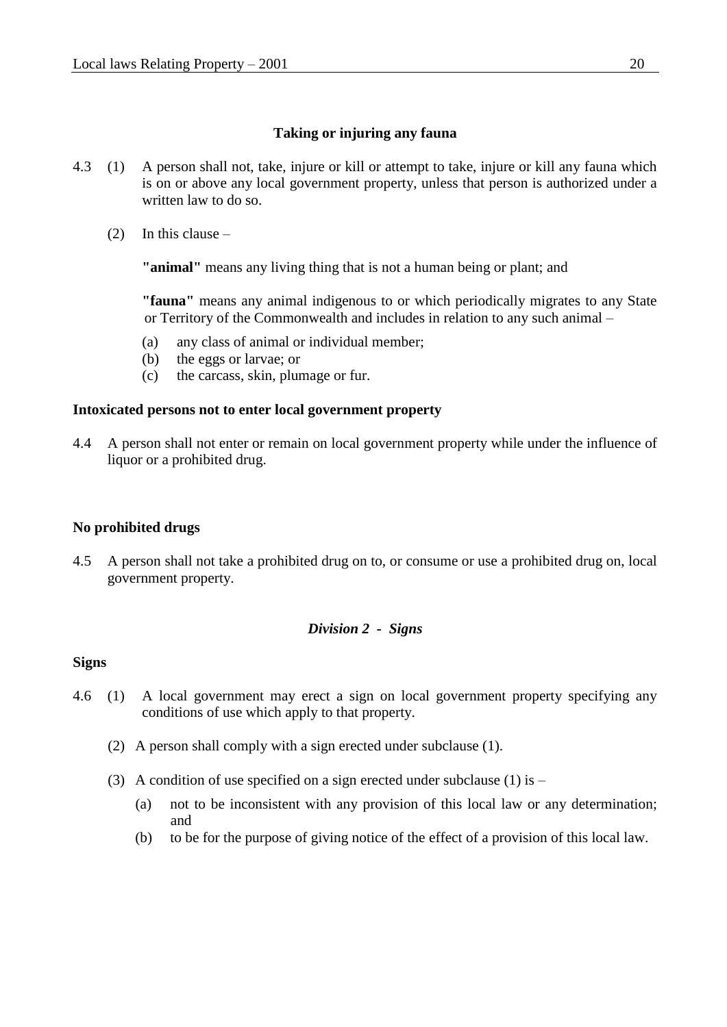**Taking or injuring any fauna**

4.3 (1) A person shall not, take, injure or kill or attempt to take, injure or kill any fauna which is on or above any local government property, unless that person is authorized under a written law to do so.

(2) In this clause –

**"animal"** means any living thing that is not a human being or plant; and

**"fauna"** means any animal indigenous to or which periodically migrates to any State or Territory of the Commonwealth and includes in relation to any such animal –

(a) any class of animal or individual member;
(b) the eggs or larvae; or
(c) the carcass, skin, plumage or fur.

**Intoxicated persons not to enter local government property**

4.4 A person shall not enter or remain on local government property while under the influence of liquor or a prohibited drug.

**No prohibited drugs**

4.5 A person shall not take a prohibited drug on to, or consume or use a prohibited drug on, local government property.

***Division 2 - Signs***

**Signs**

4.6 (1) A local government may erect a sign on local government property specifying any conditions of use which apply to that property.

(2) A person shall comply with a sign erected under subclause (1).

(3) A condition of use specified on a sign erected under subclause (1) is –

(a) not to be inconsistent with any provision of this local law or any determination; and
(b) to be for the purpose of giving notice of the effect of a provision of this local law.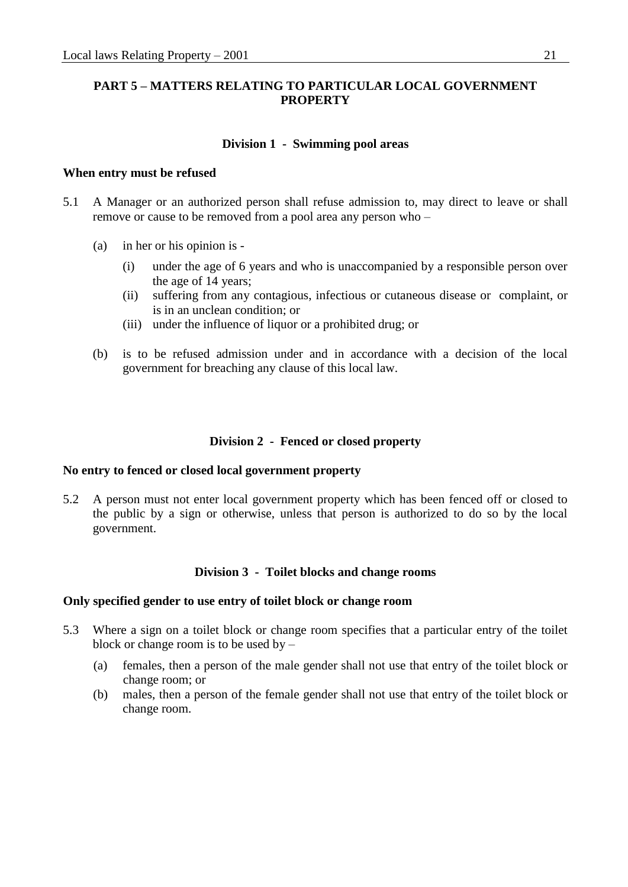## PART 5 – MATTERS RELATING TO PARTICULAR LOCAL GOVERNMENT PROPERTY

### Division 1 - Swimming pool areas

**When entry must be refused**

5.1 A Manager or an authorized person shall refuse admission to, may direct to leave or shall remove or cause to be removed from a pool area any person who –

- (a) in her or his opinion is -
  - (i) under the age of 6 years and who is unaccompanied by a responsible person over the age of 14 years;
  - (ii) suffering from any contagious, infectious or cutaneous disease or complaint, or is in an unclean condition; or
  - (iii) under the influence of liquor or a prohibited drug; or
- (b) is to be refused admission under and in accordance with a decision of the local government for breaching any clause of this local law.

### Division 2 - Fenced or closed property

**No entry to fenced or closed local government property**

5.2 A person must not enter local government property which has been fenced off or closed to the public by a sign or otherwise, unless that person is authorized to do so by the local government.

### Division 3 - Toilet blocks and change rooms

**Only specified gender to use entry of toilet block or change room**

5.3 Where a sign on a toilet block or change room specifies that a particular entry of the toilet block or change room is to be used by –

- (a) females, then a person of the male gender shall not use that entry of the toilet block or change room; or
- (b) males, then a person of the female gender shall not use that entry of the toilet block or change room.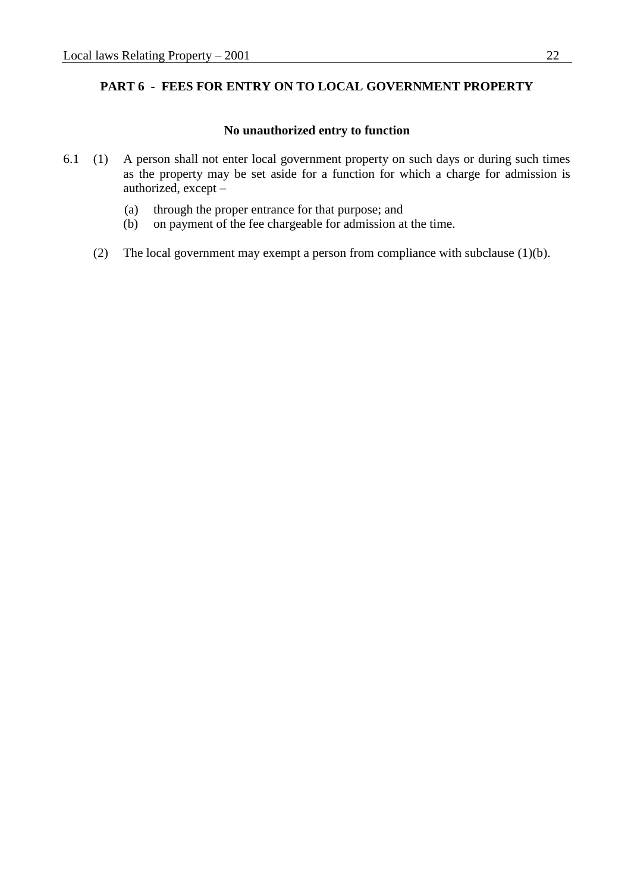## PART 6 - FEES FOR ENTRY ON TO LOCAL GOVERNMENT PROPERTY

### No unauthorized entry to function

6.1 (1) A person shall not enter local government property on such days or during such times as the property may be set aside for a function for which a charge for admission is authorized, except –

(a) through the proper entrance for that purpose; and
(b) on payment of the fee chargeable for admission at the time.

(2) The local government may exempt a person from compliance with subclause (1)(b).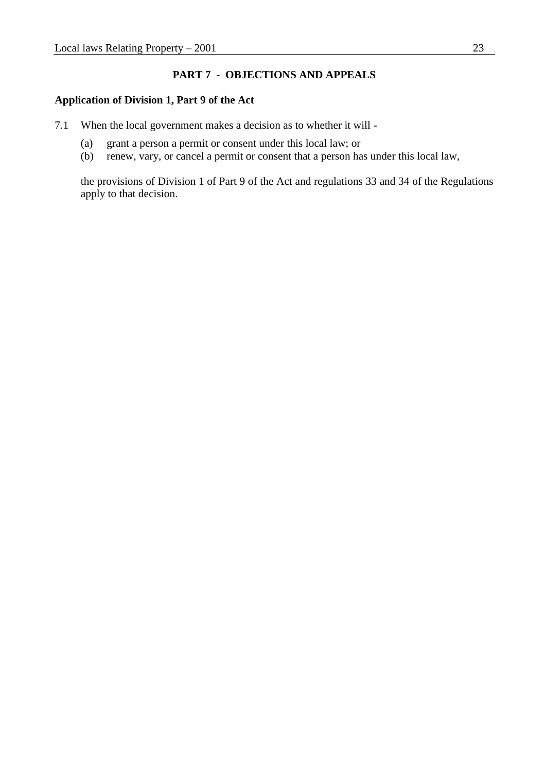## PART 7 - OBJECTIONS AND APPEALS

**Application of Division 1, Part 9 of the Act**

7.1 When the local government makes a decision as to whether it will -

(a) grant a person a permit or consent under this local law; or
(b) renew, vary, or cancel a permit or consent that a person has under this local law,

the provisions of Division 1 of Part 9 of the Act and regulations 33 and 34 of the Regulations apply to that decision.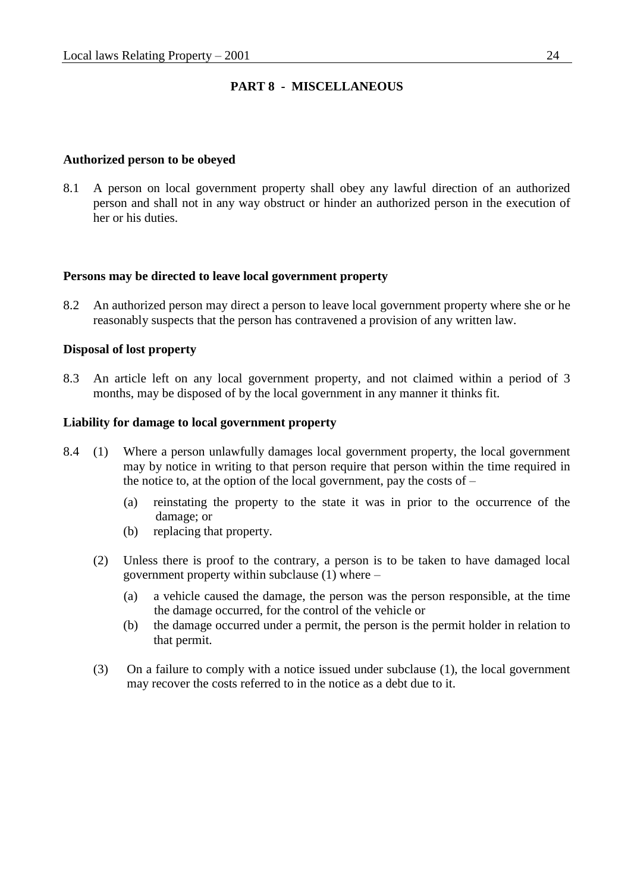## PART 8 - MISCELLANEOUS

**Authorized person to be obeyed**

8.1 A person on local government property shall obey any lawful direction of an authorized person and shall not in any way obstruct or hinder an authorized person in the execution of her or his duties.

**Persons may be directed to leave local government property**

8.2 An authorized person may direct a person to leave local government property where she or he reasonably suspects that the person has contravened a provision of any written law.

**Disposal of lost property**

8.3 An article left on any local government property, and not claimed within a period of 3 months, may be disposed of by the local government in any manner it thinks fit.

**Liability for damage to local government property**

8.4 (1) Where a person unlawfully damages local government property, the local government may by notice in writing to that person require that person within the time required in the notice to, at the option of the local government, pay the costs of –

(a) reinstating the property to the state it was in prior to the occurrence of the damage; or
(b) replacing that property.

(2) Unless there is proof to the contrary, a person is to be taken to have damaged local government property within subclause (1) where –

(a) a vehicle caused the damage, the person was the person responsible, at the time the damage occurred, for the control of the vehicle or
(b) the damage occurred under a permit, the person is the permit holder in relation to that permit.

(3) On a failure to comply with a notice issued under subclause (1), the local government may recover the costs referred to in the notice as a debt due to it.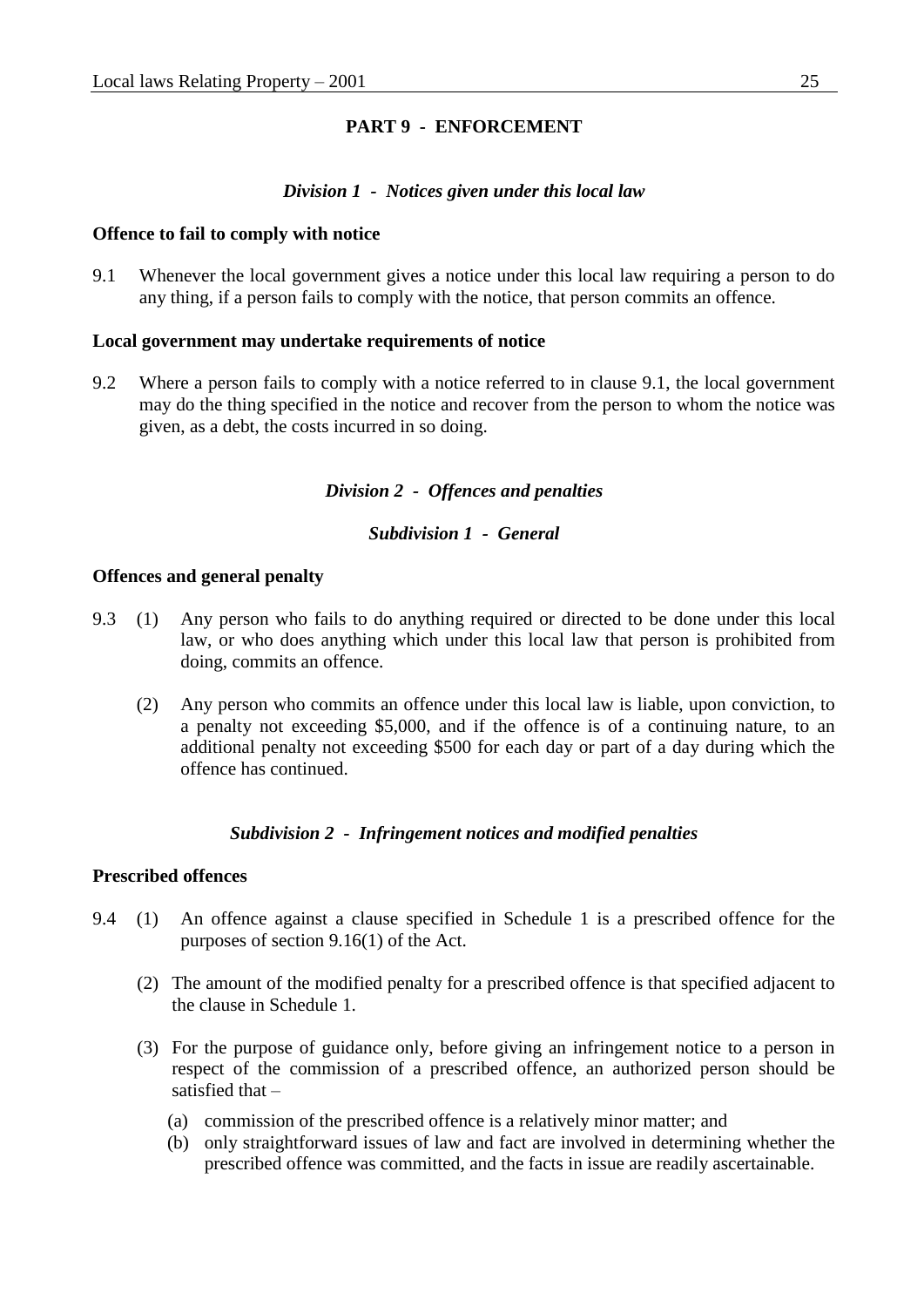## PART 9 - ENFORCEMENT

### *Division 1 - Notices given under this local law*

**Offence to fail to comply with notice**

9.1 Whenever the local government gives a notice under this local law requiring a person to do any thing, if a person fails to comply with the notice, that person commits an offence.

**Local government may undertake requirements of notice**

9.2 Where a person fails to comply with a notice referred to in clause 9.1, the local government may do the thing specified in the notice and recover from the person to whom the notice was given, as a debt, the costs incurred in so doing.

### *Division 2 - Offences and penalties*

#### *Subdivision 1 - General*

**Offences and general penalty**

9.3 (1) Any person who fails to do anything required or directed to be done under this local law, or who does anything which under this local law that person is prohibited from doing, commits an offence.

(2) Any person who commits an offence under this local law is liable, upon conviction, to a penalty not exceeding $5,000, and if the offence is of a continuing nature, to an additional penalty not exceeding $500 for each day or part of a day during which the offence has continued.

#### *Subdivision 2 - Infringement notices and modified penalties*

**Prescribed offences**

9.4 (1) An offence against a clause specified in Schedule 1 is a prescribed offence for the purposes of section 9.16(1) of the Act.

(2) The amount of the modified penalty for a prescribed offence is that specified adjacent to the clause in Schedule 1.

(3) For the purpose of guidance only, before giving an infringement notice to a person in respect of the commission of a prescribed offence, an authorized person should be satisfied that –

(a) commission of the prescribed offence is a relatively minor matter; and

(b) only straightforward issues of law and fact are involved in determining whether the prescribed offence was committed, and the facts in issue are readily ascertainable.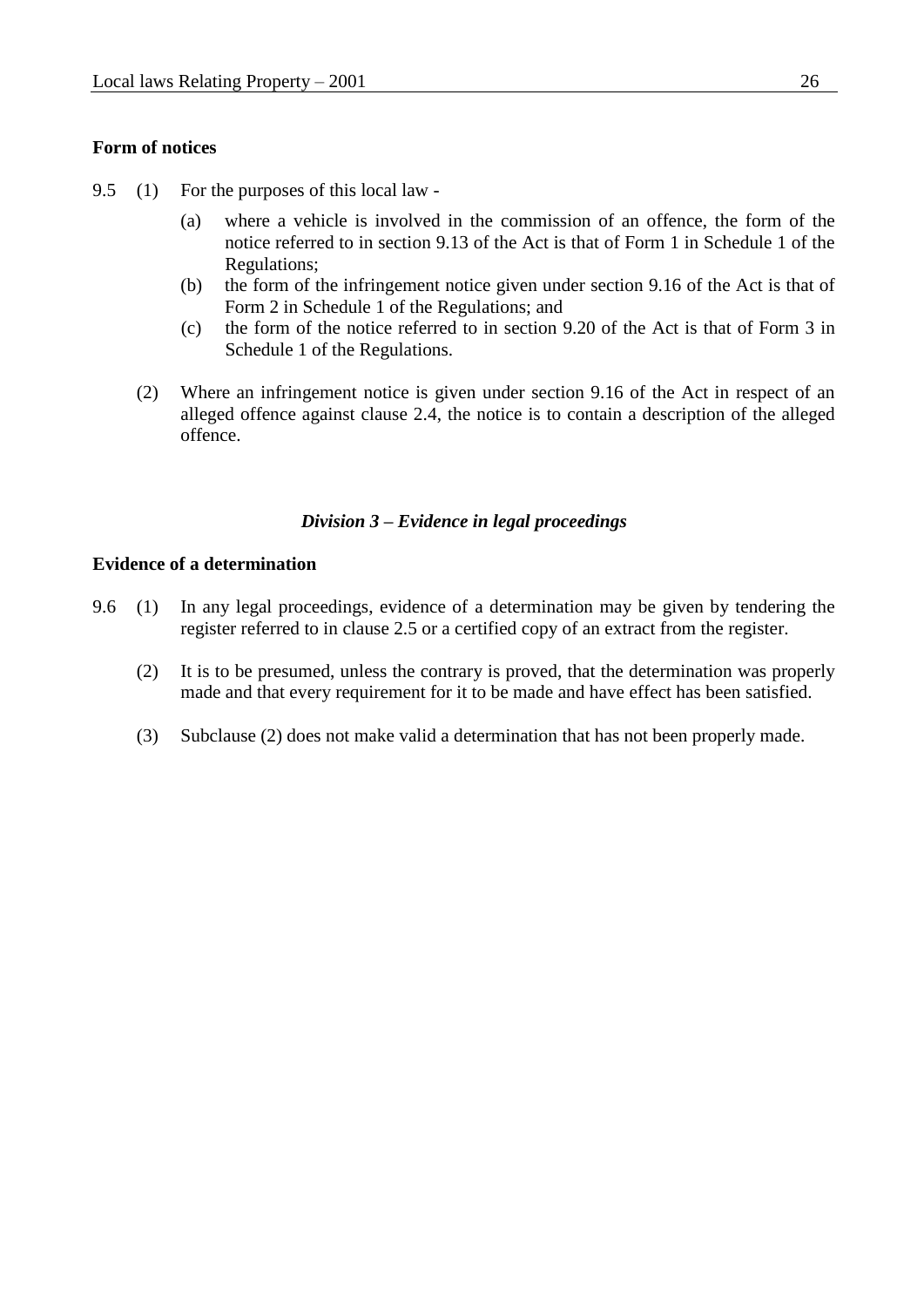**Form of notices**

9.5 (1) For the purposes of this local law -

(a) where a vehicle is involved in the commission of an offence, the form of the notice referred to in section 9.13 of the Act is that of Form 1 in Schedule 1 of the Regulations;

(b) the form of the infringement notice given under section 9.16 of the Act is that of Form 2 in Schedule 1 of the Regulations; and

(c) the form of the notice referred to in section 9.20 of the Act is that of Form 3 in Schedule 1 of the Regulations.

(2) Where an infringement notice is given under section 9.16 of the Act in respect of an alleged offence against clause 2.4, the notice is to contain a description of the alleged offence.

### *Division 3 – Evidence in legal proceedings*

**Evidence of a determination**

9.6 (1) In any legal proceedings, evidence of a determination may be given by tendering the register referred to in clause 2.5 or a certified copy of an extract from the register.

(2) It is to be presumed, unless the contrary is proved, that the determination was properly made and that every requirement for it to be made and have effect has been satisfied.

(3) Subclause (2) does not make valid a determination that has not been properly made.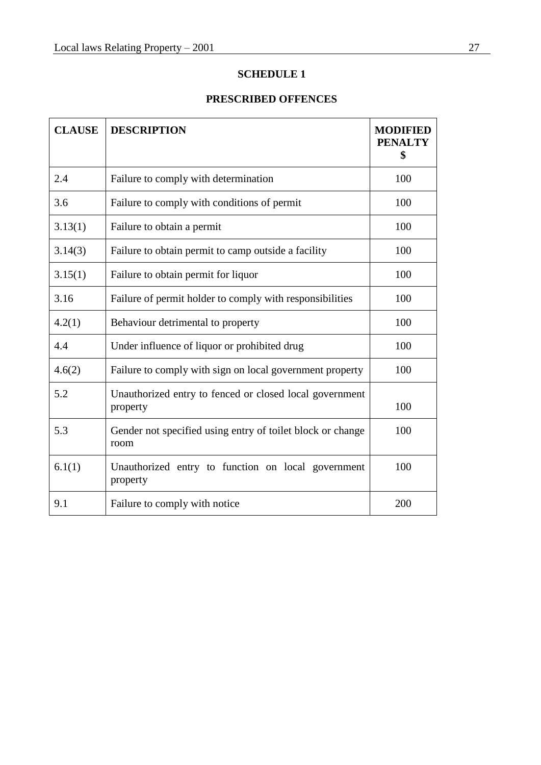## SCHEDULE 1

## PRESCRIBED OFFENCES

| CLAUSE | DESCRIPTION | MODIFIED PENALTY $ |
|---|---|---|
| 2.4 | Failure to comply with determination | 100 |
| 3.6 | Failure to comply with conditions of permit | 100 |
| 3.13(1) | Failure to obtain a permit | 100 |
| 3.14(3) | Failure to obtain permit to camp outside a facility | 100 |
| 3.15(1) | Failure to obtain permit for liquor | 100 |
| 3.16 | Failure of permit holder to comply with responsibilities | 100 |
| 4.2(1) | Behaviour detrimental to property | 100 |
| 4.4 | Under influence of liquor or prohibited drug | 100 |
| 4.6(2) | Failure to comply with sign on local government property | 100 |
| 5.2 | Unauthorized entry to fenced or closed local government property | 100 |
| 5.3 | Gender not specified using entry of toilet block or change room | 100 |
| 6.1(1) | Unauthorized entry to function on local government property | 100 |
| 9.1 | Failure to comply with notice | 200 |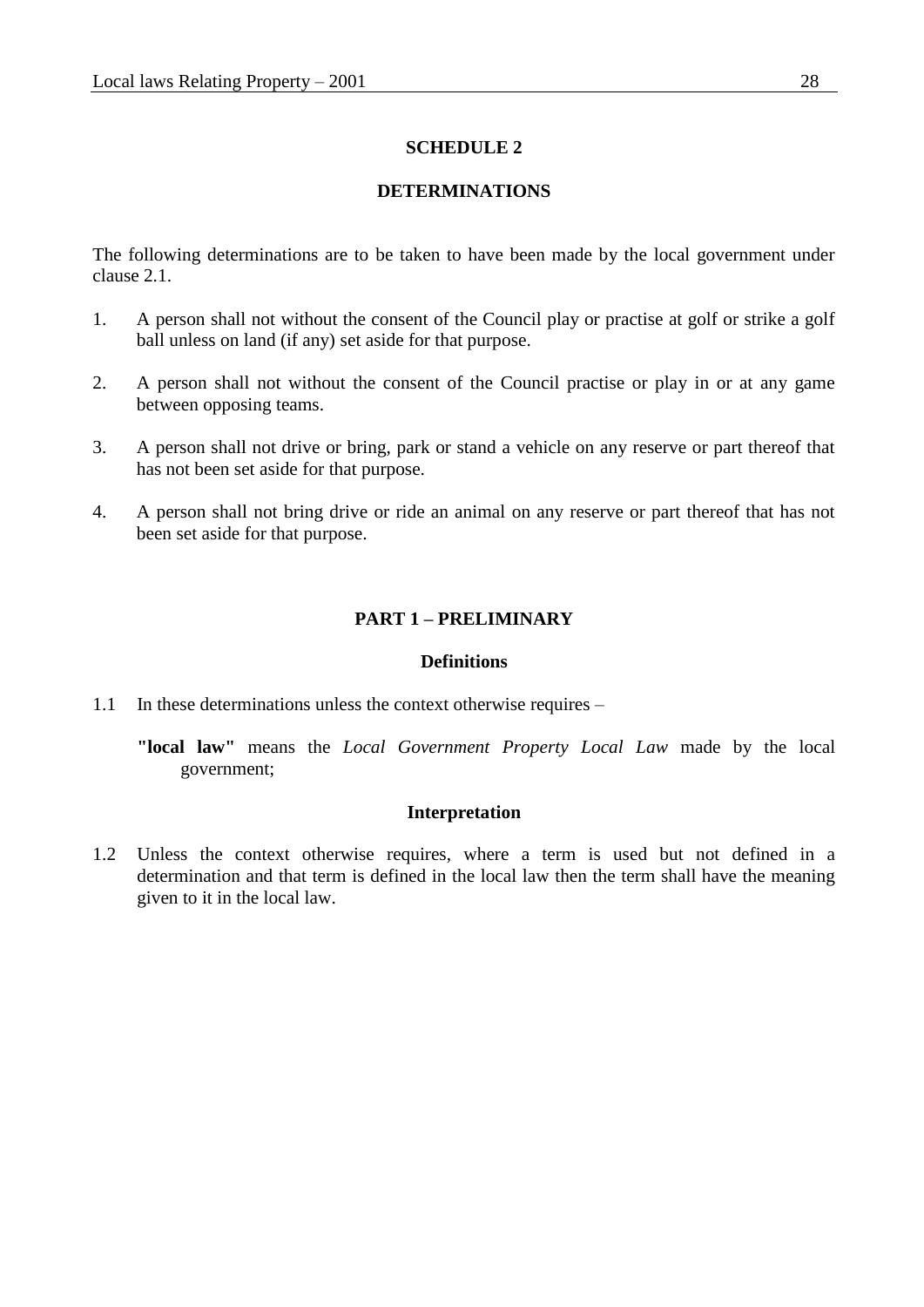## SCHEDULE 2

## DETERMINATIONS

The following determinations are to be taken to have been made by the local government under clause 2.1.

1. A person shall not without the consent of the Council play or practise at golf or strike a golf ball unless on land (if any) set aside for that purpose.

2. A person shall not without the consent of the Council practise or play in or at any game between opposing teams.

3. A person shall not drive or bring, park or stand a vehicle on any reserve or part thereof that has not been set aside for that purpose.

4. A person shall not bring drive or ride an animal on any reserve or part thereof that has not been set aside for that purpose.

## PART 1 – PRELIMINARY

### Definitions

1.1 In these determinations unless the context otherwise requires –

**"local law"** means the *Local Government Property Local Law* made by the local government;

### Interpretation

1.2 Unless the context otherwise requires, where a term is used but not defined in a determination and that term is defined in the local law then the term shall have the meaning given to it in the local law.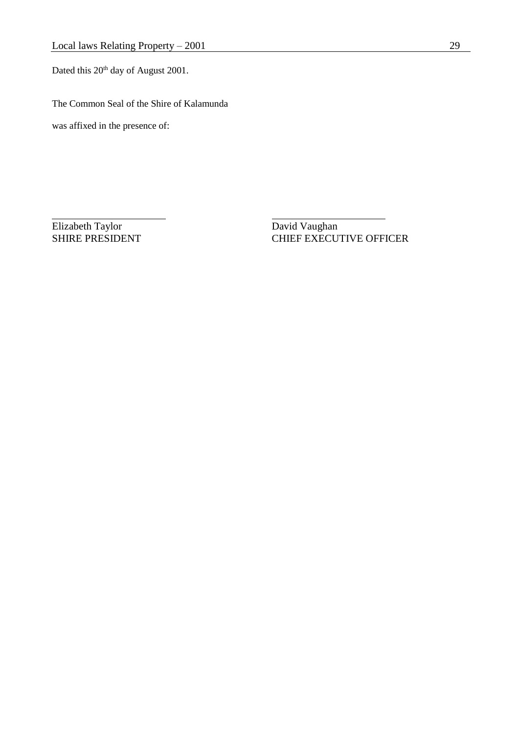Dated this 20th day of August 2001.

The Common Seal of the Shire of Kalamunda

was affixed in the presence of:

| | |
|---|---|
| Elizabeth Taylor | David Vaughan |
| SHIRE PRESIDENT | CHIEF EXECUTIVE OFFICER |